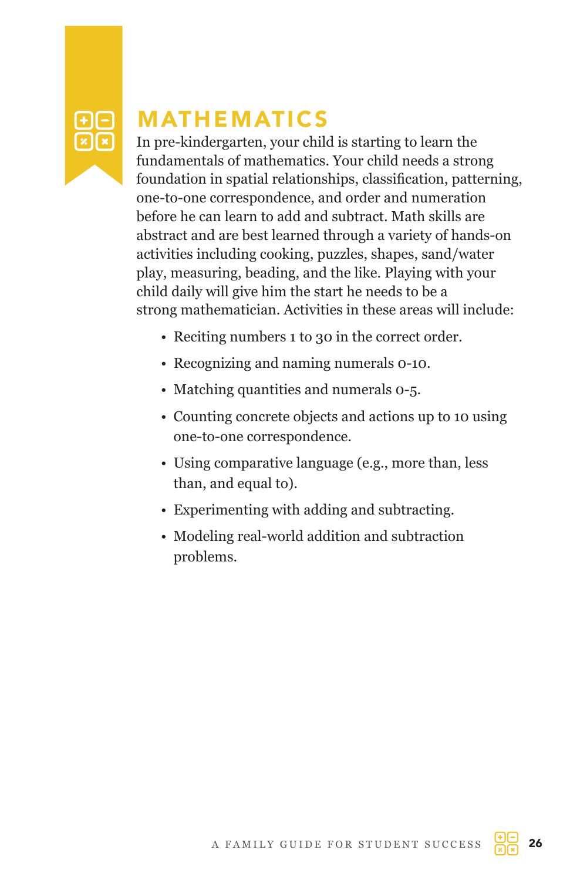# MATHEMATICS

In pre-kindergarten, your child is starting to learn the fundamentals of mathematics. Your child needs a strong foundation in spatial relationships, classification, patterning, one-to-one correspondence, and order and numeration before he can learn to add and subtract. Math skills are abstract and are best learned through a variety of hands-on activities including cooking, puzzles, shapes, sand/water play, measuring, beading, and the like. Playing with your child daily will give him the start he needs to be a strong mathematician. Activities in these areas will include:

- Reciting numbers 1 to 30 in the correct order.
- Recognizing and naming numerals 0-10.
- Matching quantities and numerals 0-5.
- Counting concrete objects and actions up to 10 using one-to-one correspondence.
- Using comparative language (e.g., more than, less than, and equal to).
- Experimenting with adding and subtracting.
- Modeling real-world addition and subtraction problems.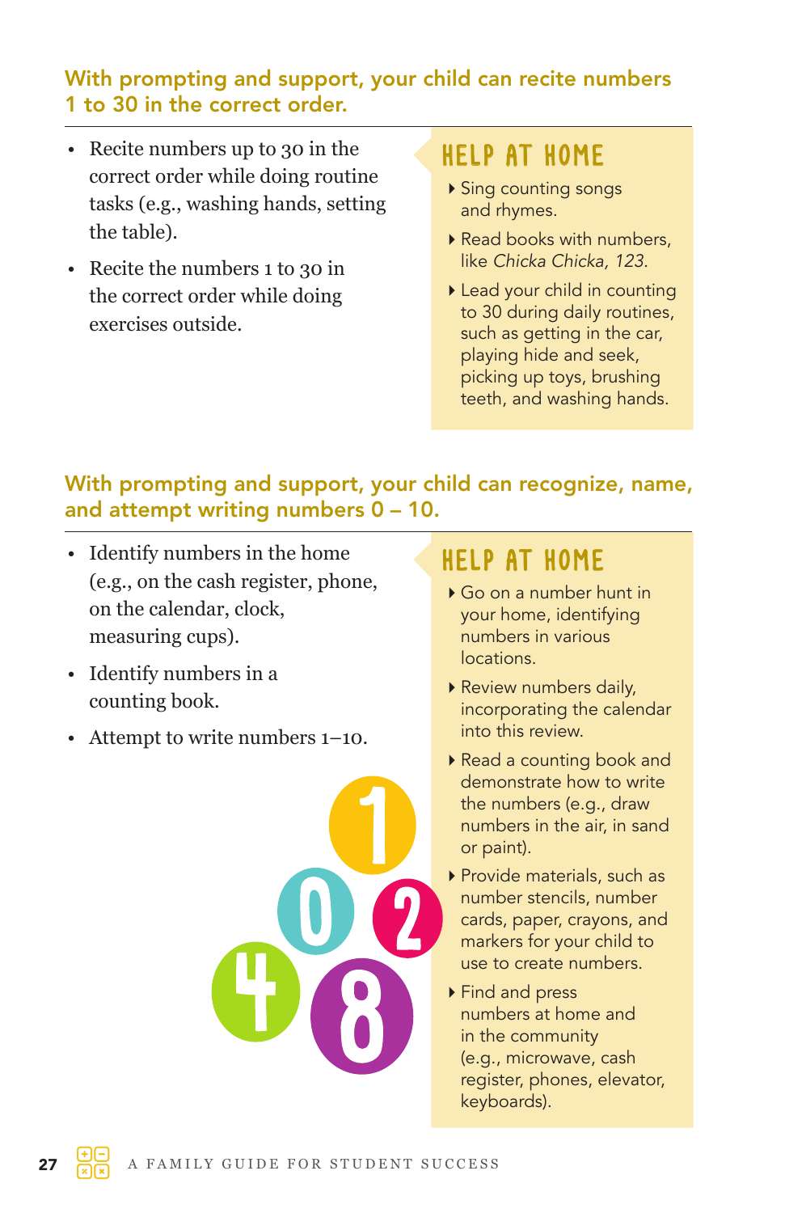## With prompting and support, your child can recite numbers 1 to 30 in the correct order.

- Recite numbers up to 30 in the correct order while doing routine tasks (e.g., washing hands, setting the table).
- Recite the numbers 1 to 30 in the correct order while doing exercises outside.

### HELP AT HOME

- Sing counting songs and rhymes.
- Read books with numbers, like *Chicka Chicka, 123*.
- Lead your child in counting to 30 during daily routines, such as getting in the car, playing hide and seek, picking up toys, brushing teeth, and washing hands.

## With prompting and support, your child can recognize, name, and attempt writing numbers 0 – 10.

- Identify numbers in the home (e.g., on the cash register, phone, on the calendar, clock, measuring cups).
- Identify numbers in a counting book.
- Attempt to write numbers 1–10.

### HELP AT HOME

- Go on a number hunt in your home, identifying numbers in various locations.
- Review numbers daily, incorporating the calendar into this review.
- Read a counting book and demonstrate how to write the numbers (e.g., draw numbers in the air, in sand or paint).
- Provide materials, such as number stencils, number cards, paper, crayons, and markers for your child to use to create numbers.
- Find and press numbers at home and in the community (e.g., microwave, cash register, phones, elevator, keyboards).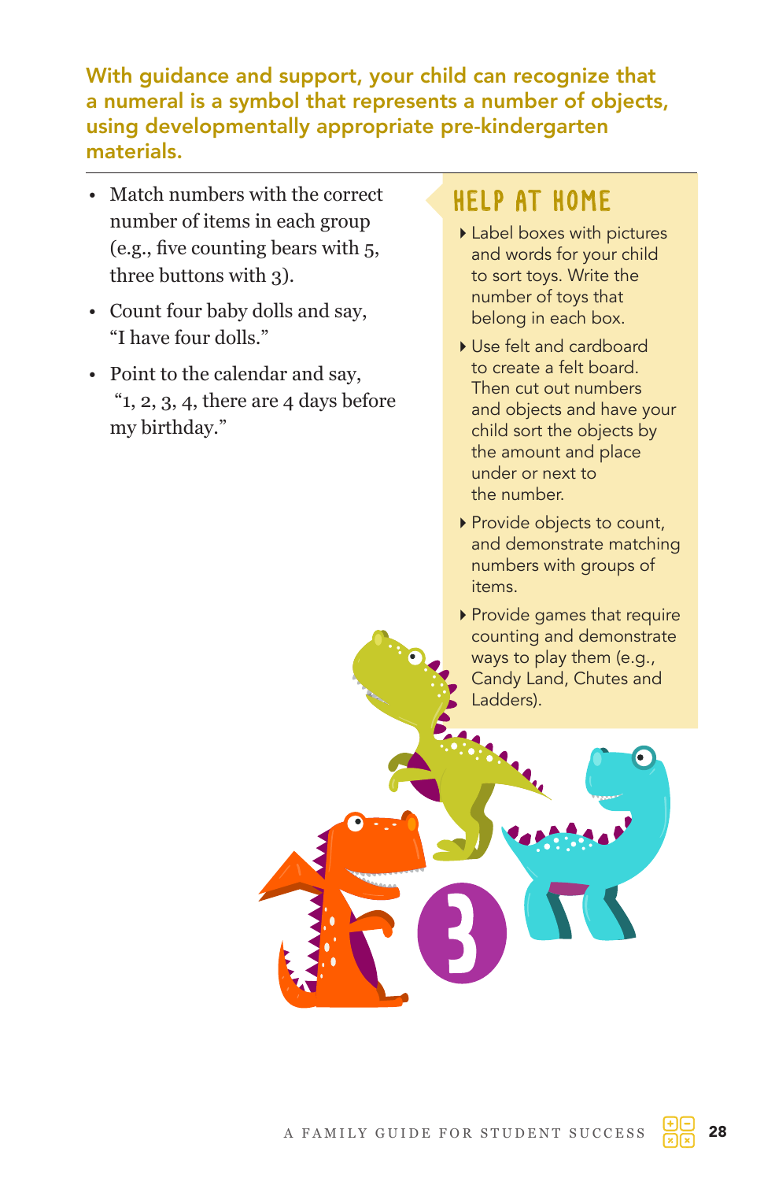**With guidance and support, your child can recognize that a numeral is a symbol that represents a number of objects, using developmentally appropriate pre-kindergarten materials.**

- Match numbers with the correct number of items in each group (e.g., five counting bears with 5, three buttons with 3).
- Count four baby dolls and say, "I have four dolls."
- Point to the calendar and say, "1, 2, 3, 4, there are 4 days before my birthday."

## HELP AT HOME

- Label boxes with pictures and words for your child to sort toys. Write the number of toys that belong in each box.
- Use felt and cardboard to create a felt board. Then cut out numbers and objects and have your child sort the objects by the amount and place under or next to the number.
- Provide objects to count, and demonstrate matching numbers with groups of items.
- Provide games that require counting and demonstrate ways to play them (e.g., Candy Land, Chutes and Ladders).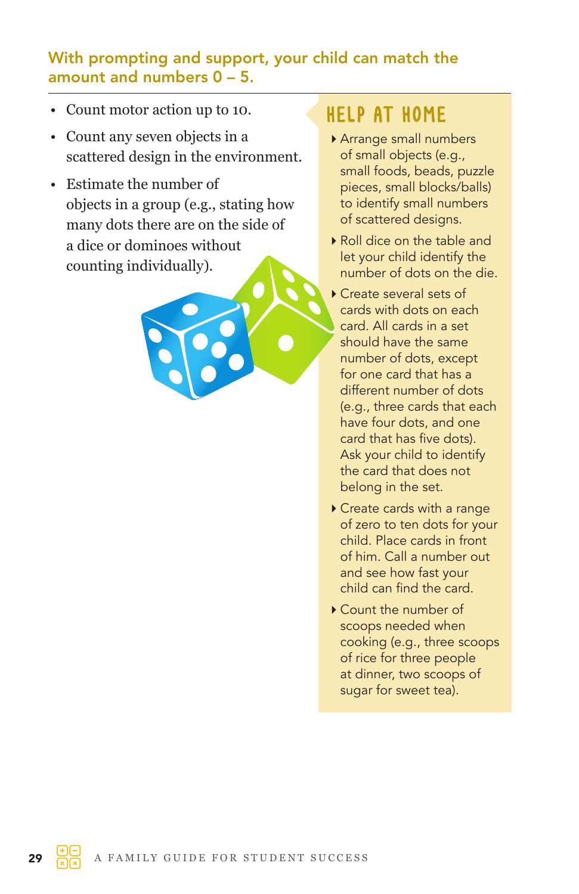## With prompting and support, your child can match the amount and numbers 0 – 5.

- Count motor action up to 10.
- Count any seven objects in a scattered design in the environment.
- Estimate the number of objects in a group (e.g., stating how many dots there are on the side of a dice or dominoes without counting individually).

### HELP AT HOME

- Arrange small numbers of small objects (e.g., small foods, beads, puzzle pieces, small blocks/balls) to identify small numbers of scattered designs.
- Roll dice on the table and let your child identify the number of dots on the die.
- Create several sets of cards with dots on each card. All cards in a set should have the same number of dots, except for one card that has a different number of dots (e.g., three cards that each have four dots, and one card that has five dots). Ask your child to identify the card that does not belong in the set.
- Create cards with a range of zero to ten dots for your child. Place cards in front of him. Call a number out and see how fast your child can find the card.
- Count the number of scoops needed when cooking (e.g., three scoops of rice for three people at dinner, two scoops of sugar for sweet tea).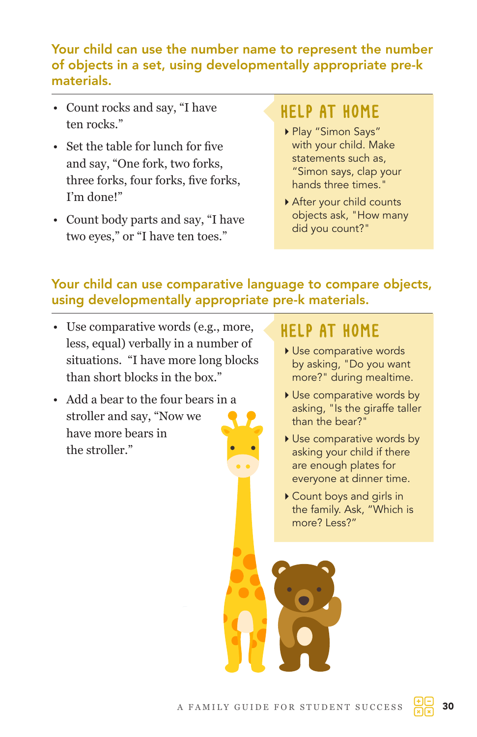## Your child can use the number name to represent the number of objects in a set, using developmentally appropriate pre-k materials.

- Count rocks and say, “I have ten rocks.”
- Set the table for lunch for five and say, “One fork, two forks, three forks, four forks, five forks, I’m done!”
- Count body parts and say, “I have two eyes,” or “I have ten toes.”

### HELP AT HOME

- Play “Simon Says” with your child. Make statements such as, “Simon says, clap your hands three times."
- After your child counts objects ask, "How many did you count?"

## Your child can use comparative language to compare objects, using developmentally appropriate pre-k materials.

- Use comparative words (e.g., more, less, equal) verbally in a number of situations. “I have more long blocks than short blocks in the box.”
- Add a bear to the four bears in a stroller and say, “Now we have more bears in the stroller.”

### HELP AT HOME

- Use comparative words by asking, "Do you want more?" during mealtime.
- Use comparative words by asking, "Is the giraffe taller than the bear?"
- Use comparative words by asking your child if there are enough plates for everyone at dinner time.
- Count boys and girls in the family. Ask, “Which is more? Less?”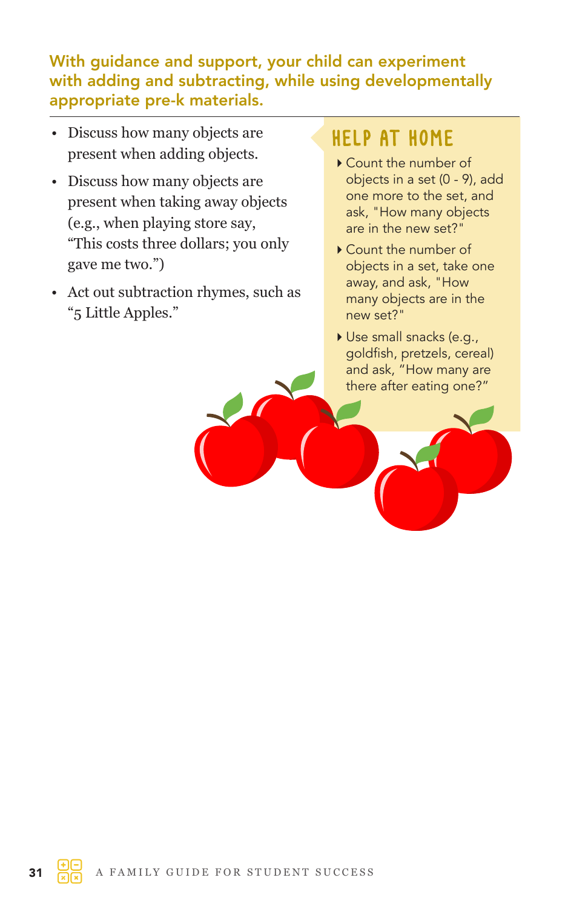**With guidance and support, your child can experiment with adding and subtracting, while using developmentally appropriate pre-k materials.**

- Discuss how many objects are present when adding objects.
- Discuss how many objects are present when taking away objects (e.g., when playing store say, "This costs three dollars; you only gave me two.")
- Act out subtraction rhymes, such as "5 Little Apples."

## HELP AT HOME

- Count the number of objects in a set (0 - 9), add one more to the set, and ask, "How many objects are in the new set?"
- Count the number of objects in a set, take one away, and ask, "How many objects are in the new set?"
- Use small snacks (e.g., goldfish, pretzels, cereal) and ask, "How many are there after eating one?"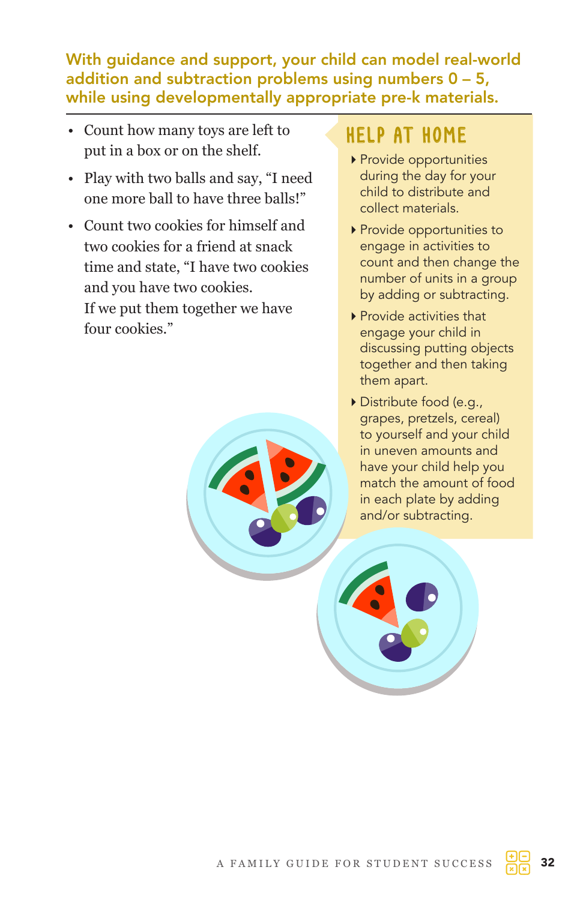**With guidance and support, your child can model real-world addition and subtraction problems using numbers 0 – 5, while using developmentally appropriate pre-k materials.**

- Count how many toys are left to put in a box or on the shelf.
- Play with two balls and say, "I need one more ball to have three balls!"
- Count two cookies for himself and two cookies for a friend at snack time and state, "I have two cookies and you have two cookies. If we put them together we have four cookies."

## HELP AT HOME

- Provide opportunities during the day for your child to distribute and collect materials.
- Provide opportunities to engage in activities to count and then change the number of units in a group by adding or subtracting.
- Provide activities that engage your child in discussing putting objects together and then taking them apart.
- Distribute food (e.g., grapes, pretzels, cereal) to yourself and your child in uneven amounts and have your child help you match the amount of food in each plate by adding and/or subtracting.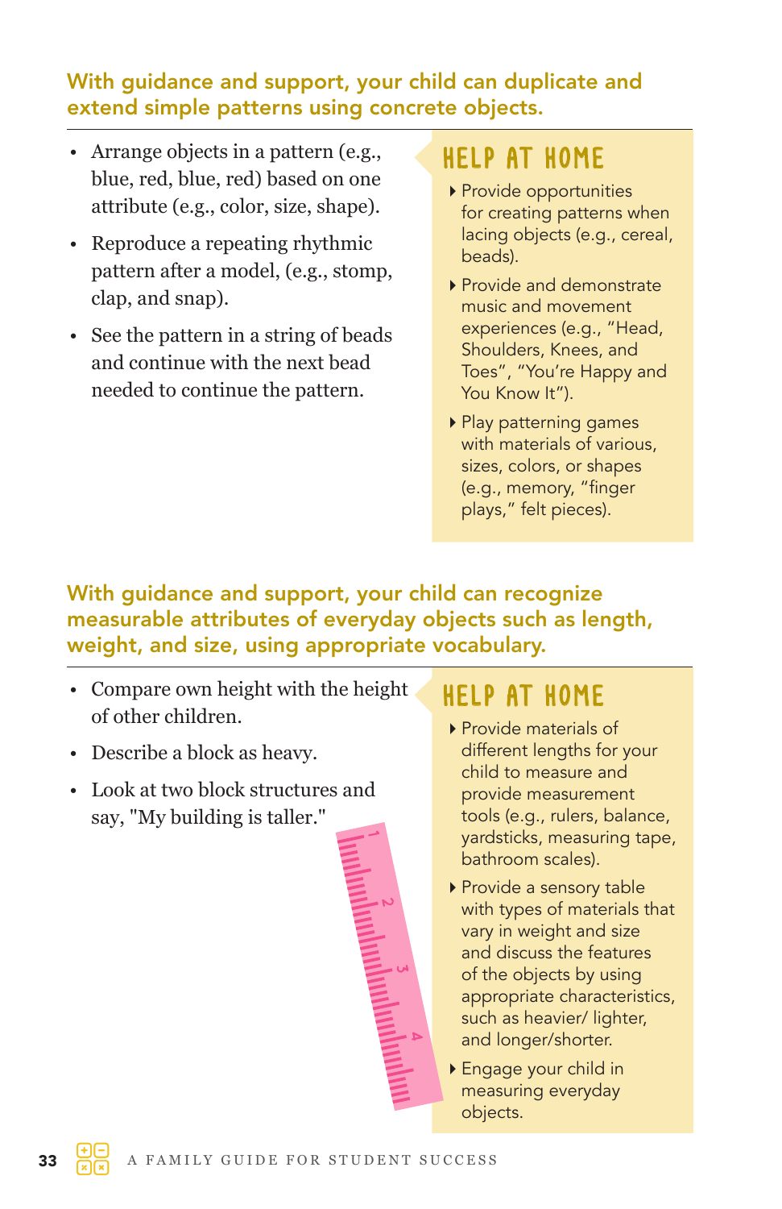## With guidance and support, your child can duplicate and extend simple patterns using concrete objects.

- Arrange objects in a pattern (e.g., blue, red, blue, red) based on one attribute (e.g., color, size, shape).
- Reproduce a repeating rhythmic pattern after a model, (e.g., stomp, clap, and snap).
- See the pattern in a string of beads and continue with the next bead needed to continue the pattern.

### HELP AT HOME

- Provide opportunities for creating patterns when lacing objects (e.g., cereal, beads).
- Provide and demonstrate music and movement experiences (e.g., "Head, Shoulders, Knees, and Toes", "You're Happy and You Know It").
- Play patterning games with materials of various, sizes, colors, or shapes (e.g., memory, "finger plays," felt pieces).

## With guidance and support, your child can recognize measurable attributes of everyday objects such as length, weight, and size, using appropriate vocabulary.

- Compare own height with the height of other children.
- Describe a block as heavy.
- Look at two block structures and say, "My building is taller."

### HELP AT HOME

- Provide materials of different lengths for your child to measure and provide measurement tools (e.g., rulers, balance, yardsticks, measuring tape, bathroom scales).
- Provide a sensory table with types of materials that vary in weight and size and discuss the features of the objects by using appropriate characteristics, such as heavier/ lighter, and longer/shorter.
- Engage your child in measuring everyday objects.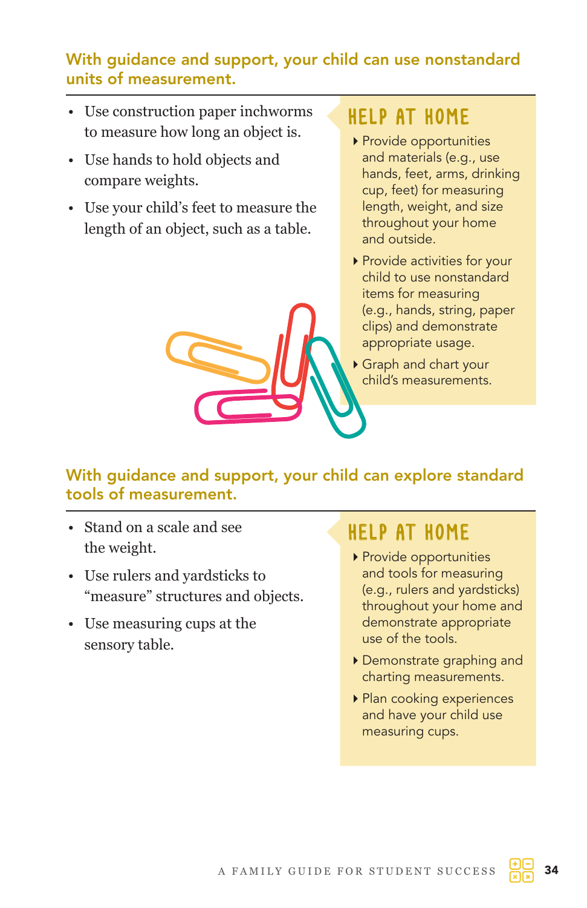## With guidance and support, your child can use nonstandard units of measurement.

- Use construction paper inchworms to measure how long an object is.
- Use hands to hold objects and compare weights.
- Use your child's feet to measure the length of an object, such as a table.

### HELP AT HOME

- Provide opportunities and materials (e.g., use hands, feet, arms, drinking cup, feet) for measuring length, weight, and size throughout your home and outside.
- Provide activities for your child to use nonstandard items for measuring (e.g., hands, string, paper clips) and demonstrate appropriate usage.
- Graph and chart your child's measurements.

## With guidance and support, your child can explore standard tools of measurement.

- Stand on a scale and see the weight.
- Use rulers and yardsticks to "measure" structures and objects.
- Use measuring cups at the sensory table.

### HELP AT HOME

- Provide opportunities and tools for measuring (e.g., rulers and yardsticks) throughout your home and demonstrate appropriate use of the tools.
- Demonstrate graphing and charting measurements.
- Plan cooking experiences and have your child use measuring cups.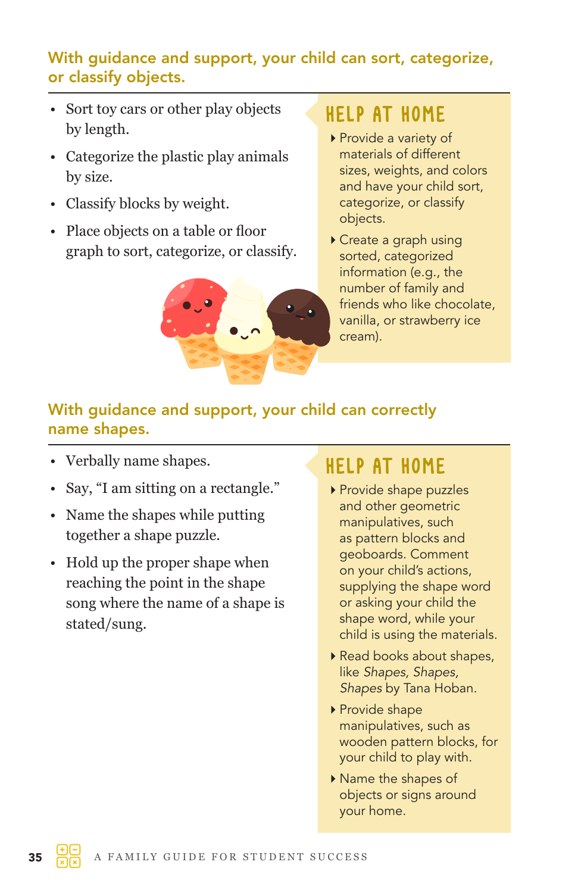## With guidance and support, your child can sort, categorize, or classify objects.

- Sort toy cars or other play objects by length.
- Categorize the plastic play animals by size.
- Classify blocks by weight.
- Place objects on a table or floor graph to sort, categorize, or classify.

### HELP AT HOME

- Provide a variety of materials of different sizes, weights, and colors and have your child sort, categorize, or classify objects.
- Create a graph using sorted, categorized information (e.g., the number of family and friends who like chocolate, vanilla, or strawberry ice cream).

## With guidance and support, your child can correctly name shapes.

- Verbally name shapes.
- Say, "I am sitting on a rectangle."
- Name the shapes while putting together a shape puzzle.
- Hold up the proper shape when reaching the point in the shape song where the name of a shape is stated/sung.

### HELP AT HOME

- Provide shape puzzles and other geometric manipulatives, such as pattern blocks and geoboards. Comment on your child's actions, supplying the shape word or asking your child the shape word, while your child is using the materials.
- Read books about shapes, like *Shapes, Shapes, Shapes* by Tana Hoban.
- Provide shape manipulatives, such as wooden pattern blocks, for your child to play with.
- Name the shapes of objects or signs around your home.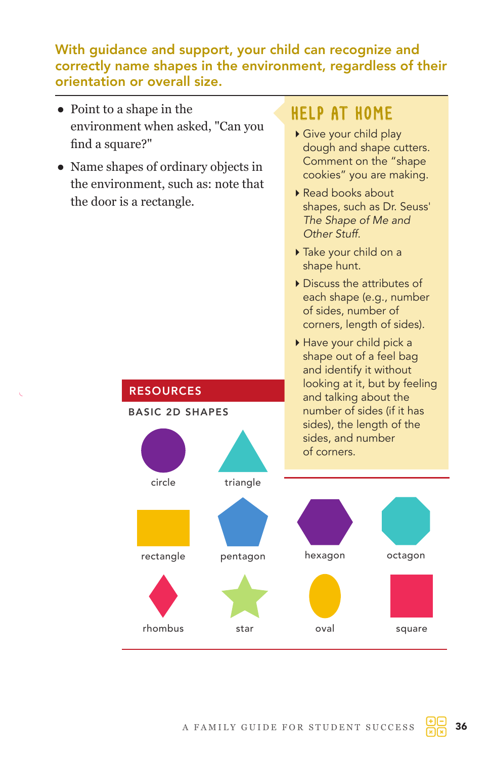**With guidance and support, your child can recognize and correctly name shapes in the environment, regardless of their orientation or overall size.**

- Point to a shape in the environment when asked, "Can you find a square?"
- Name shapes of ordinary objects in the environment, such as: note that the door is a rectangle.

## HELP AT HOME

- Give your child play dough and shape cutters. Comment on the "shape cookies" you are making.
- Read books about shapes, such as Dr. Seuss' *The Shape of Me and Other Stuff.*
- Take your child on a shape hunt.
- Discuss the attributes of each shape (e.g., number of sides, number of corners, length of sides).
- Have your child pick a shape out of a feel bag and identify it without looking at it, but by feeling and talking about the number of sides (if it has sides), the length of the sides, and number of corners.

## RESOURCES

### BASIC 2D SHAPES

circle, triangle, rectangle, pentagon, hexagon, octagon, rhombus, star, oval, square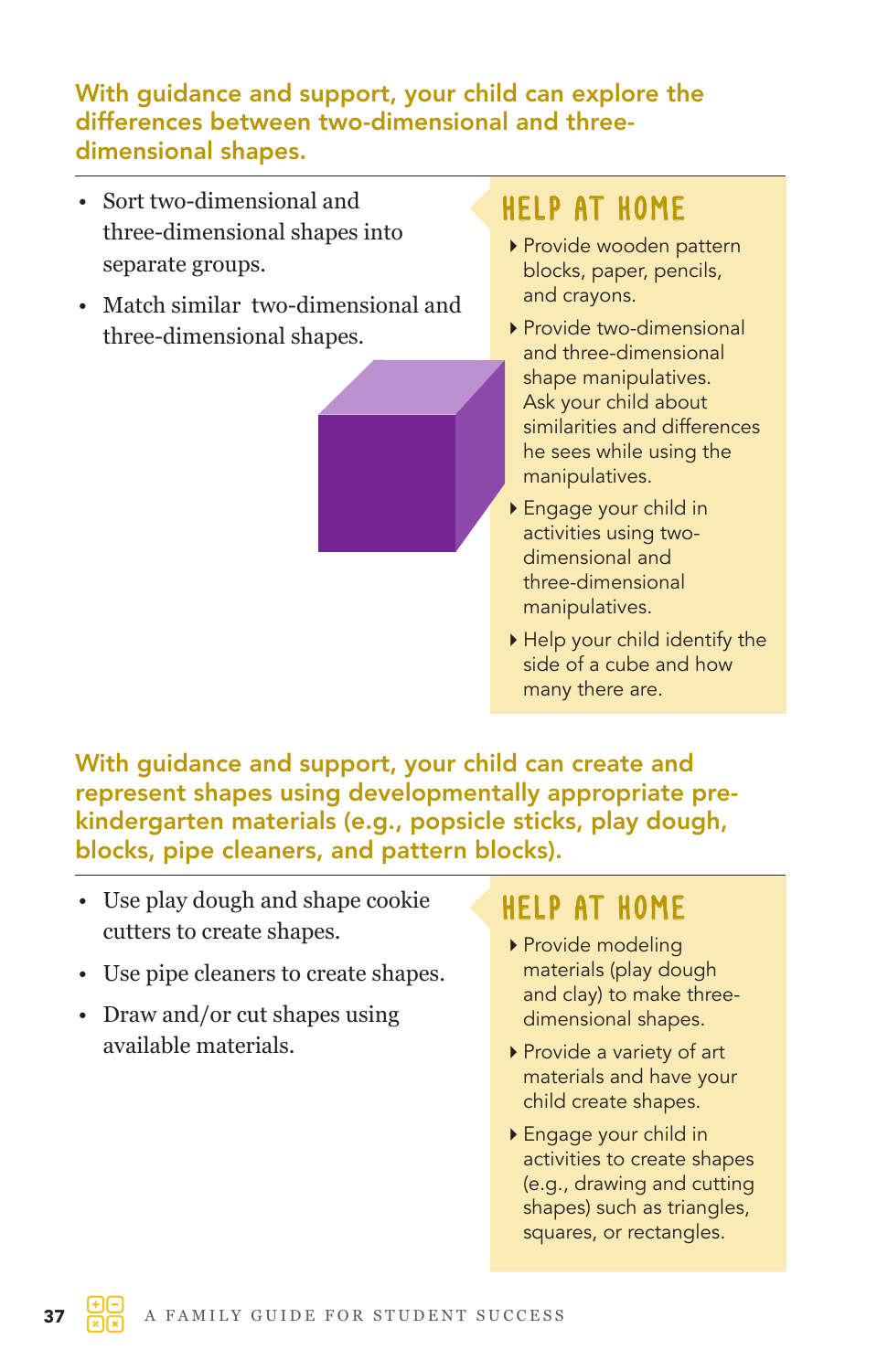### With guidance and support, your child can explore the differences between two-dimensional and three-dimensional shapes.

- Sort two-dimensional and three-dimensional shapes into separate groups.
- Match similar two-dimensional and three-dimensional shapes.

#### HELP AT HOME

- Provide wooden pattern blocks, paper, pencils, and crayons.
- Provide two-dimensional and three-dimensional shape manipulatives. Ask your child about similarities and differences he sees while using the manipulatives.
- Engage your child in activities using two-dimensional and three-dimensional manipulatives.
- Help your child identify the side of a cube and how many there are.

### With guidance and support, your child can create and represent shapes using developmentally appropriate pre-kindergarten materials (e.g., popsicle sticks, play dough, blocks, pipe cleaners, and pattern blocks).

- Use play dough and shape cookie cutters to create shapes.
- Use pipe cleaners to create shapes.
- Draw and/or cut shapes using available materials.

#### HELP AT HOME

- Provide modeling materials (play dough and clay) to make three-dimensional shapes.
- Provide a variety of art materials and have your child create shapes.
- Engage your child in activities to create shapes (e.g., drawing and cutting shapes) such as triangles, squares, or rectangles.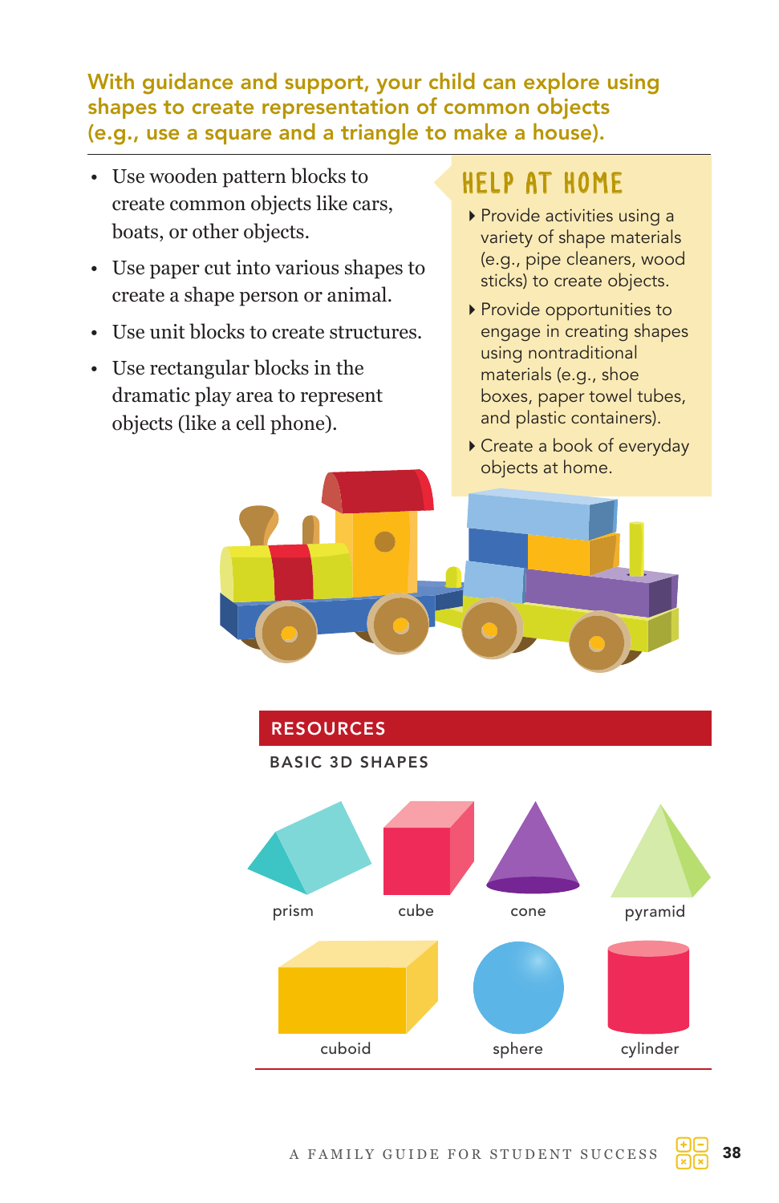## With guidance and support, your child can explore using shapes to create representation of common objects (e.g., use a square and a triangle to make a house).

- Use wooden pattern blocks to create common objects like cars, boats, or other objects.
- Use paper cut into various shapes to create a shape person or animal.
- Use unit blocks to create structures.
- Use rectangular blocks in the dramatic play area to represent objects (like a cell phone).

### HELP AT HOME

- Provide activities using a variety of shape materials (e.g., pipe cleaners, wood sticks) to create objects.
- Provide opportunities to engage in creating shapes using nontraditional materials (e.g., shoe boxes, paper towel tubes, and plastic containers).
- Create a book of everyday objects at home.

### RESOURCES

#### BASIC 3D SHAPES

prism

cube

cone

pyramid

cuboid

sphere

cylinder